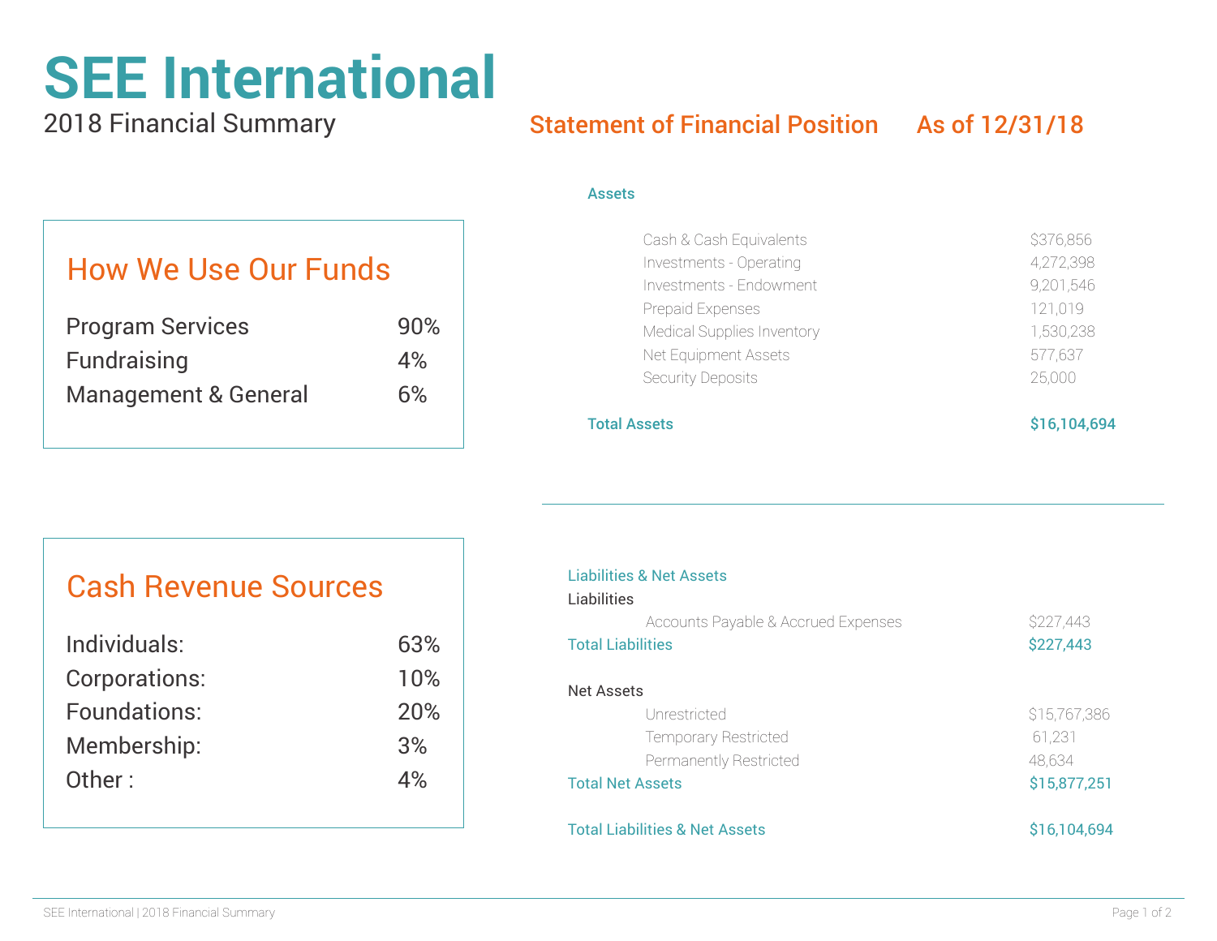# SEE International

2018 Financial Summary

## How We Use Our Funds

| | |
|---|---|
| Program Services | 90% |
| Fundraising | 4% |
| Management & General | 6% |

## Cash Revenue Sources

| | |
|---|---|
| Individuals: | 63% |
| Corporations: | 10% |
| Foundations: | 20% |
| Membership: | 3% |
| Other : | 4% |

## Statement of Financial Position As of 12/31/18

### Assets

| | |
|---|---|
| Cash & Cash Equivalents | $376,856 |
| Investments - Operating | 4,272,398 |
| Investments - Endowment | 9,201,546 |
| Prepaid Expenses | 121,019 |
| Medical Supplies Inventory | 1,530,238 |
| Net Equipment Assets | 577,637 |
| Security Deposits | 25,000 |
| **Total Assets** | **$16,104,694** |

### Liabilities & Net Assets

| | |
|---|---|
| **Liabilities** | |
| Accounts Payable & Accrued Expenses | $227,443 |
| **Total Liabilities** | **$227,443** |
| **Net Assets** | |
| Unrestricted | $15,767,386 |
| Temporary Restricted | 61,231 |
| Permanently Restricted | 48,634 |
| **Total Net Assets** | **$15,877,251** |
| **Total Liabilities & Net Assets** | **$16,104,694** |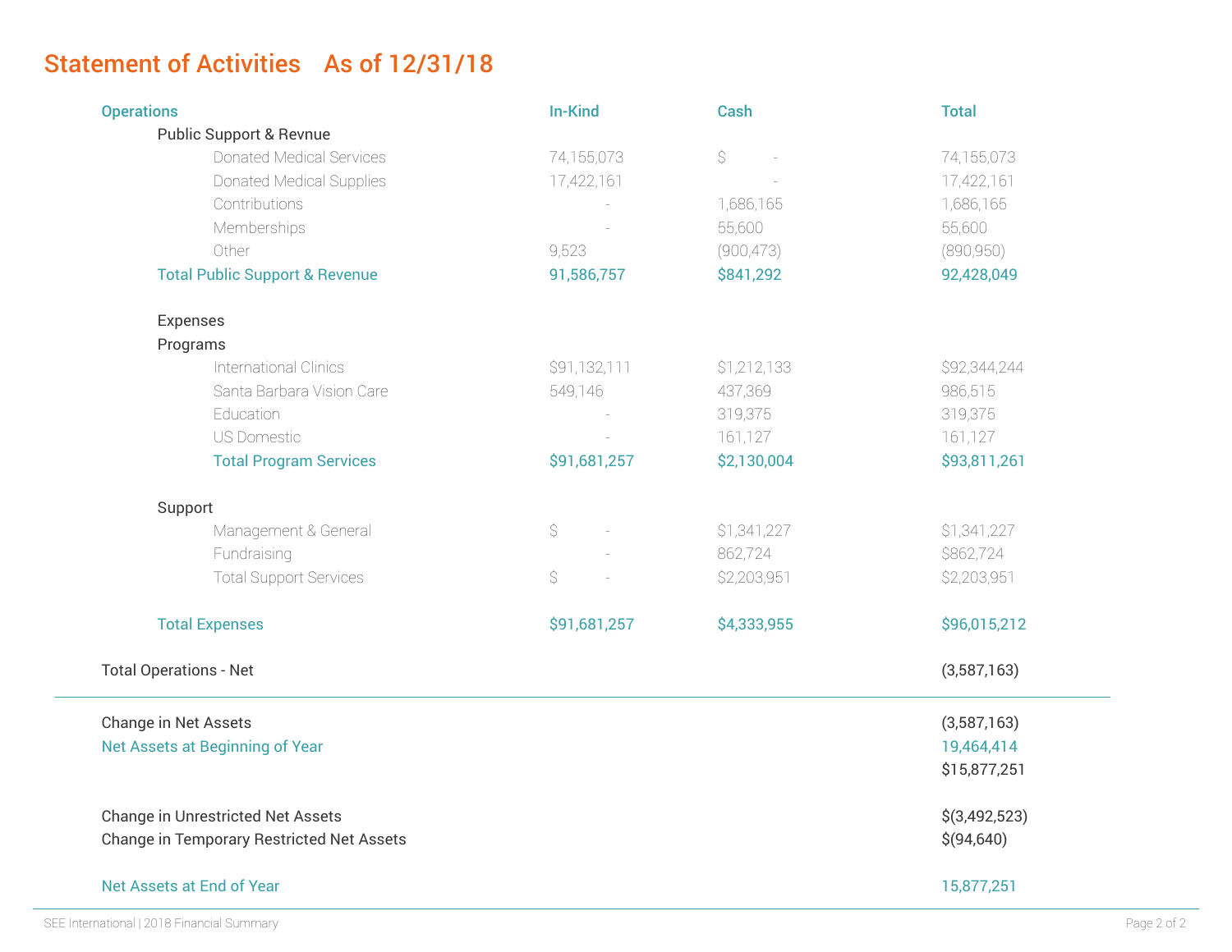# Statement of Activities As of 12/31/18

| Operations | In-Kind | Cash | Total |
|---|---|---|---|
| Public Support & Revnue | | | |
| Donated Medical Services | 74,155,073 | $ - | 74,155,073 |
| Donated Medical Supplies | 17,422,161 | - | 17,422,161 |
| Contributions | - | 1,686,165 | 1,686,165 |
| Memberships | - | 55,600 | 55,600 |
| Other | 9,523 | (900,473) | (890,950) |
| Total Public Support & Revenue | 91,586,757 | $841,292 | 92,428,049 |
| | | | |
| Expenses | | | |
| Programs | | | |
| International Clinics | $91,132,111 | $1,212,133 | $92,344,244 |
| Santa Barbara Vision Care | 549,146 | 437,369 | 986,515 |
| Education | - | 319,375 | 319,375 |
| US Domestic | - | 161,127 | 161,127 |
| Total Program Services | $91,681,257 | $2,130,004 | $93,811,261 |
| | | | |
| Support | | | |
| Management & General | $ - | $1,341,227 | $1,341,227 |
| Fundraising | - | 862,724 | $862,724 |
| Total Support Services | $ - | $2,203,951 | $2,203,951 |
| | | | |
| Total Expenses | $91,681,257 | $4,333,955 | $96,015,212 |
| | | | |
| Total Operations - Net | | | (3,587,163) |
| | | | |
| Change in Net Assets | | | (3,587,163) |
| Net Assets at Beginning of Year | | | 19,464,414 |
| | | | $15,877,251 |
| | | | |
| Change in Unrestricted Net Assets | | | $(3,492,523) |
| Change in Temporary Restricted Net Assets | | | $(94,640) |
| | | | |
| Net Assets at End of Year | | | 15,877,251 |

SEE International | 2018 Financial Summary